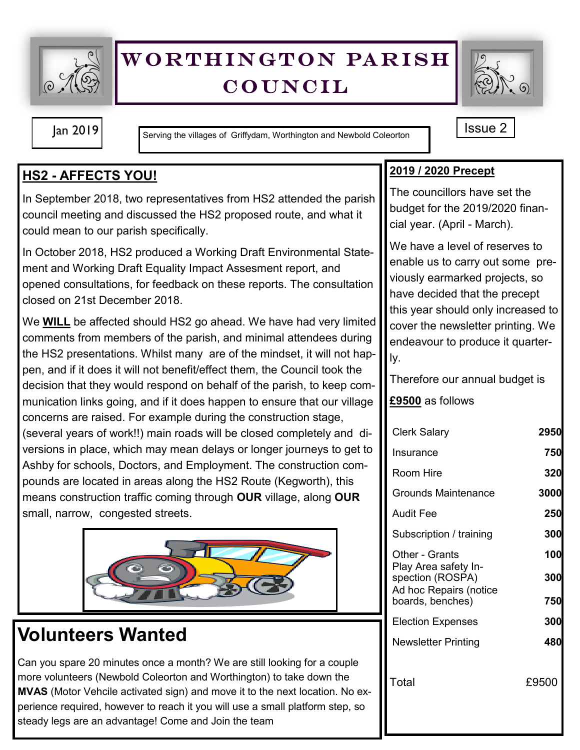# Worthington Parish Council

Jan 2019

Serving the villages of Griffydam, Worthington and Newbold Coleorton

Issue 2

## HS2 - AFFECTS YOU!

In September 2018, two representatives from HS2 attended the parish council meeting and discussed the HS2 proposed route, and what it could mean to our parish specifically.

In October 2018, HS2 produced a Working Draft Environmental Statement and Working Draft Equality Impact Assesment report, and opened consultations, for feedback on these reports. The consultation closed on 21st December 2018.

We **WILL** be affected should HS2 go ahead. We have had very limited comments from members of the parish, and minimal attendees during the HS2 presentations. Whilst many are of the mindset, it will not happen, and if it does it will not benefit/effect them, the Council took the decision that they would respond on behalf of the parish, to keep communication links going, and if it does happen to ensure that our village concerns are raised. For example during the construction stage, (several years of work!!) main roads will be closed completely and diversions in place, which may mean delays or longer journeys to get to Ashby for schools, Doctors, and Employment. The construction compounds are located in areas along the HS2 Route (Kegworth), this means construction traffic coming through **OUR** village, along **OUR** small, narrow, congested streets.

## Volunteers Wanted

Can you spare 20 minutes once a month? We are still looking for a couple more volunteers (Newbold Coleorton and Worthington) to take down the **MVAS** (Motor Vehcile activated sign) and move it to the next location. No experience required, however to reach it you will use a small platform step, so steady legs are an advantage! Come and Join the team

## 2019 / 2020 Precept

The councillors have set the budget for the 2019/2020 financial year. (April - March).

We have a level of reserves to enable us to carry out some previously earmarked projects, so have decided that the precept this year should only increased to cover the newsletter printing. We endeavour to produce it quarterly.

Therefore our annual budget is **£9500** as follows

| Item | Amount |
| --- | --- |
| Clerk Salary | 2950 |
| Insurance | 750 |
| Room Hire | 320 |
| Grounds Maintenance | 3000 |
| Audit Fee | 250 |
| Subscription / training | 300 |
| Other - Grants | 100 |
| Play Area safety Inspection (ROSPA) | 300 |
| Ad hoc Repairs (notice boards, benches) | 750 |
| Election Expenses | 300 |
| Newsletter Printing | 480 |
| Total | £9500 |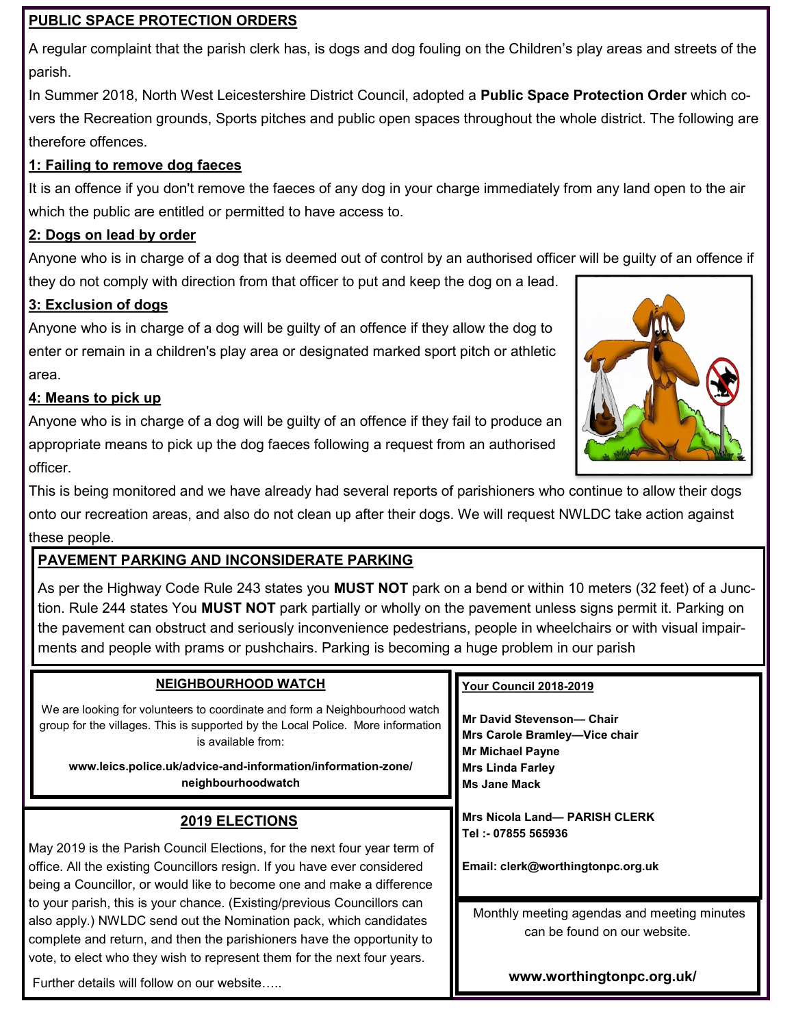## PUBLIC SPACE PROTECTION ORDERS

A regular complaint that the parish clerk has, is dogs and dog fouling on the Children's play areas and streets of the parish.

In Summer 2018, North West Leicestershire District Council, adopted a **Public Space Protection Order** which covers the Recreation grounds, Sports pitches and public open spaces throughout the whole district. The following are therefore offences.

### 1: Failing to remove dog faeces

It is an offence if you don't remove the faeces of any dog in your charge immediately from any land open to the air which the public are entitled or permitted to have access to.

### 2: Dogs on lead by order

Anyone who is in charge of a dog that is deemed out of control by an authorised officer will be guilty of an offence if they do not comply with direction from that officer to put and keep the dog on a lead.

### 3: Exclusion of dogs

Anyone who is in charge of a dog will be guilty of an offence if they allow the dog to enter or remain in a children's play area or designated marked sport pitch or athletic area.

### 4: Means to pick up

Anyone who is in charge of a dog will be guilty of an offence if they fail to produce an appropriate means to pick up the dog faeces following a request from an authorised officer.

This is being monitored and we have already had several reports of parishioners who continue to allow their dogs onto our recreation areas, and also do not clean up after their dogs. We will request NWLDC take action against these people.

## PAVEMENT PARKING AND INCONSIDERATE PARKING

As per the Highway Code Rule 243 states you **MUST NOT** park on a bend or within 10 meters (32 feet) of a Junction. Rule 244 states You **MUST NOT** park partially or wholly on the pavement unless signs permit it. Parking on the pavement can obstruct and seriously inconvenience pedestrians, people in wheelchairs or with visual impairments and people with prams or pushchairs. Parking is becoming a huge problem in our parish

## NEIGHBOURHOOD WATCH

We are looking for volunteers to coordinate and form a Neighbourhood watch group for the villages. This is supported by the Local Police. More information is available from:

**www.leics.police.uk/advice-and-information/information-zone/neighbourhoodwatch**

## 2019 ELECTIONS

May 2019 is the Parish Council Elections, for the next four year term of office. All the existing Councillors resign. If you have ever considered being a Councillor, or would like to become one and make a difference to your parish, this is your chance. (Existing/previous Councillors can also apply.) NWLDC send out the Nomination pack, which candidates complete and return, and then the parishioners have the opportunity to vote, to elect who they wish to represent them for the next four years.

Further details will follow on our website…..

## Your Council 2018-2019

**Mr David Stevenson— Chair**
**Mrs Carole Bramley—Vice chair**
**Mr Michael Payne**
**Mrs Linda Farley**
**Ms Jane Mack**

**Mrs Nicola Land— PARISH CLERK**
**Tel :- 07855 565936**

**Email: clerk@worthingtonpc.org.uk**

Monthly meeting agendas and meeting minutes can be found on our website.

**www.worthingtonpc.org.uk/**